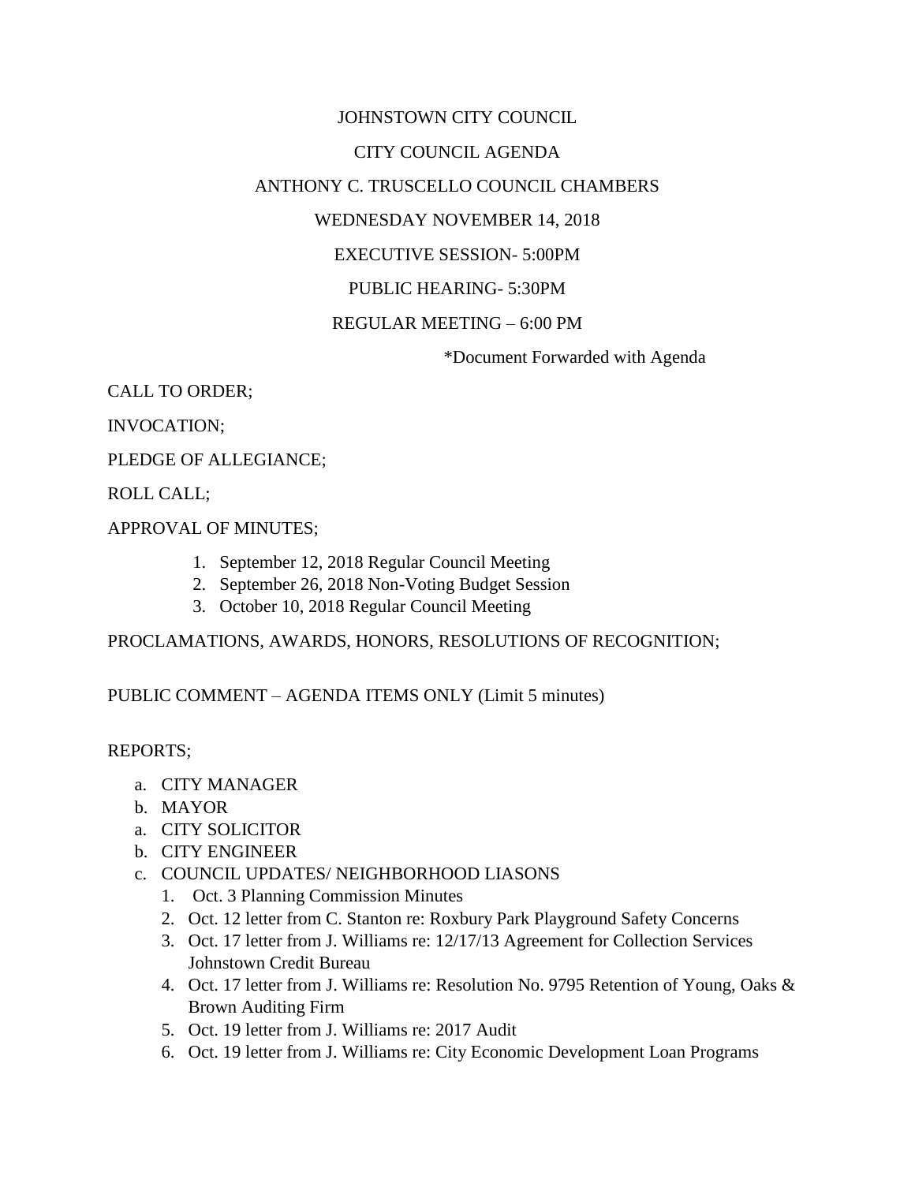# JOHNSTOWN CITY COUNCIL

## CITY COUNCIL AGENDA

## ANTHONY C. TRUSCELLO COUNCIL CHAMBERS

## WEDNESDAY NOVEMBER 14, 2018

EXECUTIVE SESSION- 5:00PM

PUBLIC HEARING- 5:30PM

REGULAR MEETING – 6:00 PM

*Document Forwarded with Agenda

CALL TO ORDER;

INVOCATION;

PLEDGE OF ALLEGIANCE;

ROLL CALL;

APPROVAL OF MINUTES;

1. September 12, 2018 Regular Council Meeting
2. September 26, 2018 Non-Voting Budget Session
3. October 10, 2018 Regular Council Meeting

PROCLAMATIONS, AWARDS, HONORS, RESOLUTIONS OF RECOGNITION;

PUBLIC COMMENT – AGENDA ITEMS ONLY (Limit 5 minutes)

REPORTS;

- a. CITY MANAGER
- b. MAYOR
- a. CITY SOLICITOR
- b. CITY ENGINEER
- c. COUNCIL UPDATES/ NEIGHBORHOOD LIASONS
  1. Oct. 3 Planning Commission Minutes
  2. Oct. 12 letter from C. Stanton re: Roxbury Park Playground Safety Concerns
  3. Oct. 17 letter from J. Williams re: 12/17/13 Agreement for Collection Services Johnstown Credit Bureau
  4. Oct. 17 letter from J. Williams re: Resolution No. 9795 Retention of Young, Oaks & Brown Auditing Firm
  5. Oct. 19 letter from J. Williams re: 2017 Audit
  6. Oct. 19 letter from J. Williams re: City Economic Development Loan Programs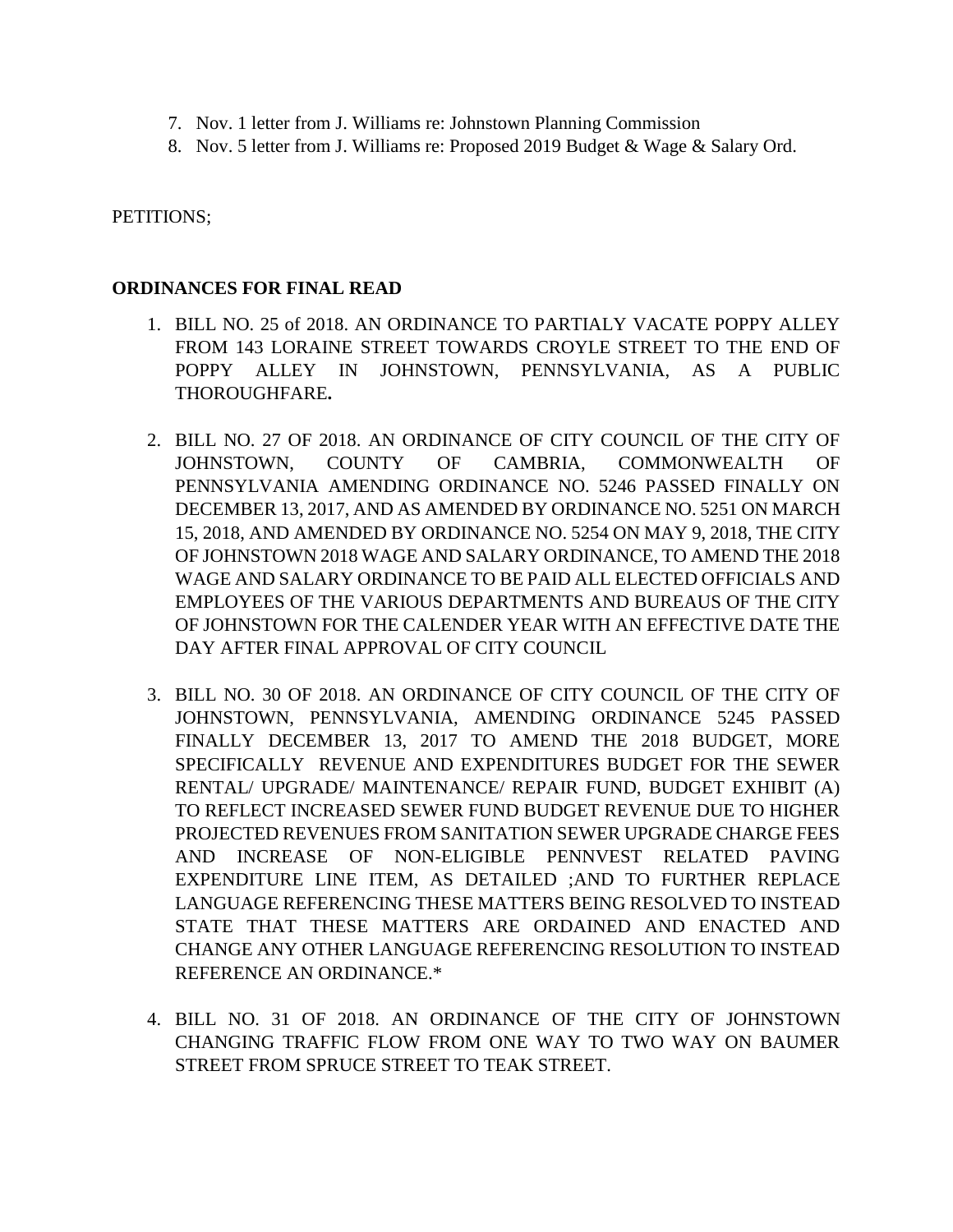7. Nov. 1 letter from J. Williams re: Johnstown Planning Commission
8. Nov. 5 letter from J. Williams re: Proposed 2019 Budget & Wage & Salary Ord.

PETITIONS;

**ORDINANCES FOR FINAL READ**

1. BILL NO. 25 of 2018. AN ORDINANCE TO PARTIALY VACATE POPPY ALLEY FROM 143 LORAINE STREET TOWARDS CROYLE STREET TO THE END OF POPPY ALLEY IN JOHNSTOWN, PENNSYLVANIA, AS A PUBLIC THOROUGHFARE**.**

2. BILL NO. 27 OF 2018. AN ORDINANCE OF CITY COUNCIL OF THE CITY OF JOHNSTOWN, COUNTY OF CAMBRIA, COMMONWEALTH OF PENNSYLVANIA AMENDING ORDINANCE NO. 5246 PASSED FINALLY ON DECEMBER 13, 2017, AND AS AMENDED BY ORDINANCE NO. 5251 ON MARCH 15, 2018, AND AMENDED BY ORDINANCE NO. 5254 ON MAY 9, 2018, THE CITY OF JOHNSTOWN 2018 WAGE AND SALARY ORDINANCE, TO AMEND THE 2018 WAGE AND SALARY ORDINANCE TO BE PAID ALL ELECTED OFFICIALS AND EMPLOYEES OF THE VARIOUS DEPARTMENTS AND BUREAUS OF THE CITY OF JOHNSTOWN FOR THE CALENDER YEAR WITH AN EFFECTIVE DATE THE DAY AFTER FINAL APPROVAL OF CITY COUNCIL

3. BILL NO. 30 OF 2018. AN ORDINANCE OF CITY COUNCIL OF THE CITY OF JOHNSTOWN, PENNSYLVANIA, AMENDING ORDINANCE 5245 PASSED FINALLY DECEMBER 13, 2017 TO AMEND THE 2018 BUDGET, MORE SPECIFICALLY REVENUE AND EXPENDITURES BUDGET FOR THE SEWER RENTAL/ UPGRADE/ MAINTENANCE/ REPAIR FUND, BUDGET EXHIBIT (A) TO REFLECT INCREASED SEWER FUND BUDGET REVENUE DUE TO HIGHER PROJECTED REVENUES FROM SANITATION SEWER UPGRADE CHARGE FEES AND INCREASE OF NON-ELIGIBLE PENNVEST RELATED PAVING EXPENDITURE LINE ITEM, AS DETAILED ;AND TO FURTHER REPLACE LANGUAGE REFERENCING THESE MATTERS BEING RESOLVED TO INSTEAD STATE THAT THESE MATTERS ARE ORDAINED AND ENACTED AND CHANGE ANY OTHER LANGUAGE REFERENCING RESOLUTION TO INSTEAD REFERENCE AN ORDINANCE.*

4. BILL NO. 31 OF 2018. AN ORDINANCE OF THE CITY OF JOHNSTOWN CHANGING TRAFFIC FLOW FROM ONE WAY TO TWO WAY ON BAUMER STREET FROM SPRUCE STREET TO TEAK STREET.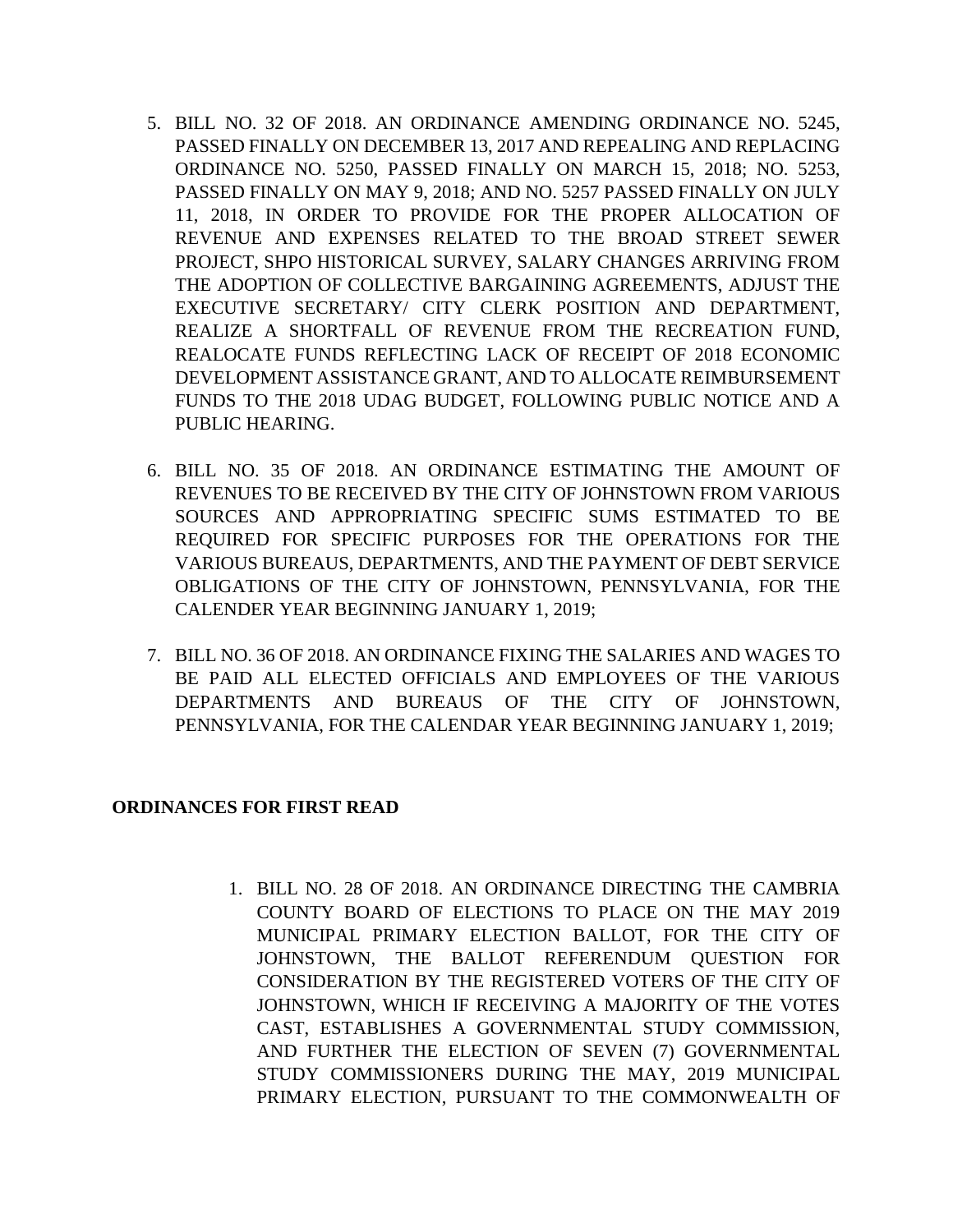5. BILL NO. 32 OF 2018. AN ORDINANCE AMENDING ORDINANCE NO. 5245, PASSED FINALLY ON DECEMBER 13, 2017 AND REPEALING AND REPLACING ORDINANCE NO. 5250, PASSED FINALLY ON MARCH 15, 2018; NO. 5253, PASSED FINALLY ON MAY 9, 2018; AND NO. 5257 PASSED FINALLY ON JULY 11, 2018, IN ORDER TO PROVIDE FOR THE PROPER ALLOCATION OF REVENUE AND EXPENSES RELATED TO THE BROAD STREET SEWER PROJECT, SHPO HISTORICAL SURVEY, SALARY CHANGES ARRIVING FROM THE ADOPTION OF COLLECTIVE BARGAINING AGREEMENTS, ADJUST THE EXECUTIVE SECRETARY/ CITY CLERK POSITION AND DEPARTMENT, REALIZE A SHORTFALL OF REVENUE FROM THE RECREATION FUND, REALOCATE FUNDS REFLECTING LACK OF RECEIPT OF 2018 ECONOMIC DEVELOPMENT ASSISTANCE GRANT, AND TO ALLOCATE REIMBURSEMENT FUNDS TO THE 2018 UDAG BUDGET, FOLLOWING PUBLIC NOTICE AND A PUBLIC HEARING.

6. BILL NO. 35 OF 2018. AN ORDINANCE ESTIMATING THE AMOUNT OF REVENUES TO BE RECEIVED BY THE CITY OF JOHNSTOWN FROM VARIOUS SOURCES AND APPROPRIATING SPECIFIC SUMS ESTIMATED TO BE REQUIRED FOR SPECIFIC PURPOSES FOR THE OPERATIONS FOR THE VARIOUS BUREAUS, DEPARTMENTS, AND THE PAYMENT OF DEBT SERVICE OBLIGATIONS OF THE CITY OF JOHNSTOWN, PENNSYLVANIA, FOR THE CALENDER YEAR BEGINNING JANUARY 1, 2019;

7. BILL NO. 36 OF 2018. AN ORDINANCE FIXING THE SALARIES AND WAGES TO BE PAID ALL ELECTED OFFICIALS AND EMPLOYEES OF THE VARIOUS DEPARTMENTS AND BUREAUS OF THE CITY OF JOHNSTOWN, PENNSYLVANIA, FOR THE CALENDAR YEAR BEGINNING JANUARY 1, 2019;

**ORDINANCES FOR FIRST READ**

1. BILL NO. 28 OF 2018. AN ORDINANCE DIRECTING THE CAMBRIA COUNTY BOARD OF ELECTIONS TO PLACE ON THE MAY 2019 MUNICIPAL PRIMARY ELECTION BALLOT, FOR THE CITY OF JOHNSTOWN, THE BALLOT REFERENDUM QUESTION FOR CONSIDERATION BY THE REGISTERED VOTERS OF THE CITY OF JOHNSTOWN, WHICH IF RECEIVING A MAJORITY OF THE VOTES CAST, ESTABLISHES A GOVERNMENTAL STUDY COMMISSION, AND FURTHER THE ELECTION OF SEVEN (7) GOVERNMENTAL STUDY COMMISSIONERS DURING THE MAY, 2019 MUNICIPAL PRIMARY ELECTION, PURSUANT TO THE COMMONWEALTH OF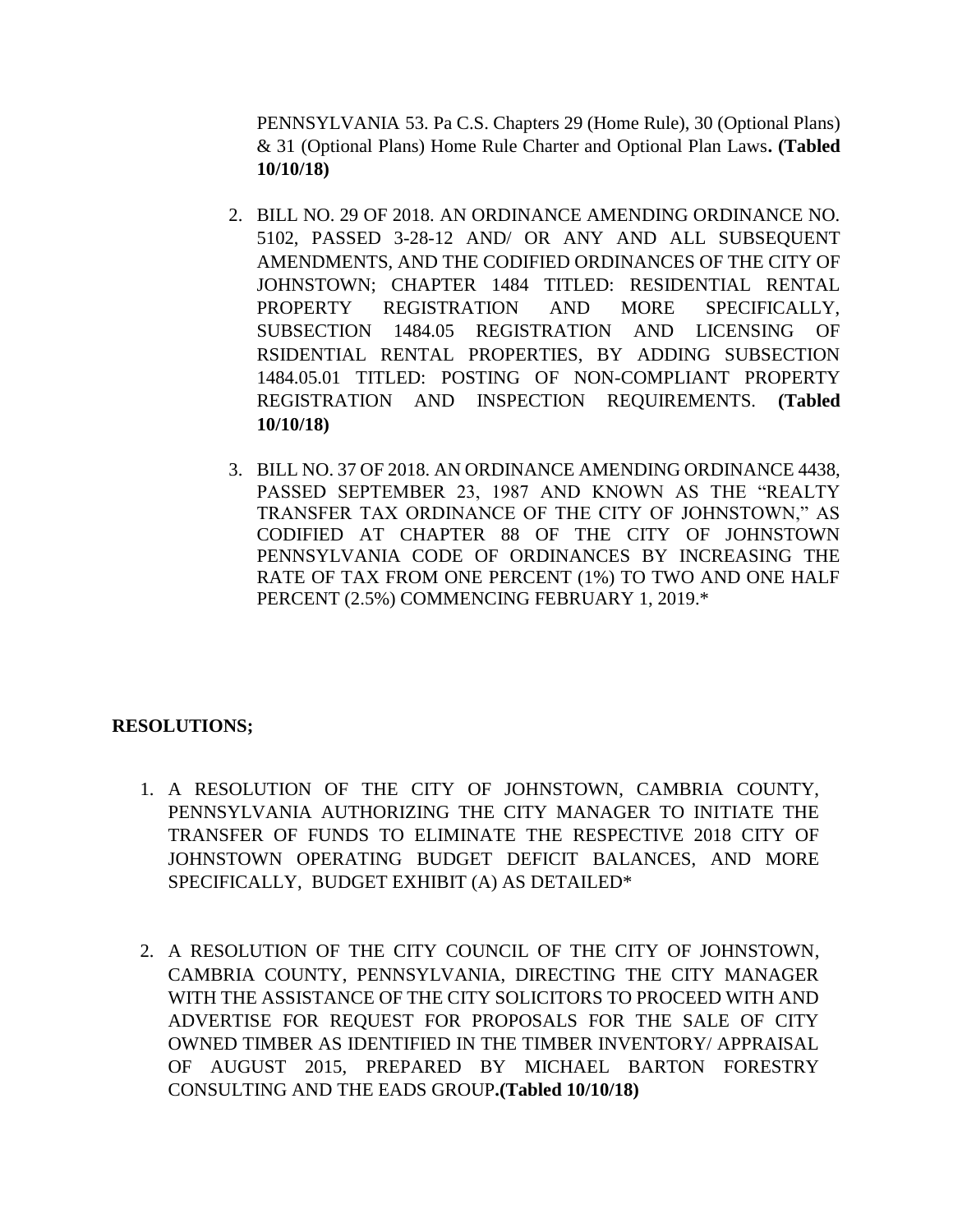PENNSYLVANIA 53. Pa C.S. Chapters 29 (Home Rule), 30 (Optional Plans) & 31 (Optional Plans) Home Rule Charter and Optional Plan Laws**. (Tabled 10/10/18)**

2. BILL NO. 29 OF 2018. AN ORDINANCE AMENDING ORDINANCE NO. 5102, PASSED 3-28-12 AND/ OR ANY AND ALL SUBSEQUENT AMENDMENTS, AND THE CODIFIED ORDINANCES OF THE CITY OF JOHNSTOWN; CHAPTER 1484 TITLED: RESIDENTIAL RENTAL PROPERTY REGISTRATION AND MORE SPECIFICALLY, SUBSECTION 1484.05 REGISTRATION AND LICENSING OF RSIDENTIAL RENTAL PROPERTIES, BY ADDING SUBSECTION 1484.05.01 TITLED: POSTING OF NON-COMPLIANT PROPERTY REGISTRATION AND INSPECTION REQUIREMENTS. **(Tabled 10/10/18)**

3. BILL NO. 37 OF 2018. AN ORDINANCE AMENDING ORDINANCE 4438, PASSED SEPTEMBER 23, 1987 AND KNOWN AS THE "REALTY TRANSFER TAX ORDINANCE OF THE CITY OF JOHNSTOWN," AS CODIFIED AT CHAPTER 88 OF THE CITY OF JOHNSTOWN PENNSYLVANIA CODE OF ORDINANCES BY INCREASING THE RATE OF TAX FROM ONE PERCENT (1%) TO TWO AND ONE HALF PERCENT (2.5%) COMMENCING FEBRUARY 1, 2019.*

**RESOLUTIONS;**

1. A RESOLUTION OF THE CITY OF JOHNSTOWN, CAMBRIA COUNTY, PENNSYLVANIA AUTHORIZING THE CITY MANAGER TO INITIATE THE TRANSFER OF FUNDS TO ELIMINATE THE RESPECTIVE 2018 CITY OF JOHNSTOWN OPERATING BUDGET DEFICIT BALANCES, AND MORE SPECIFICALLY, BUDGET EXHIBIT (A) AS DETAILED*

2. A RESOLUTION OF THE CITY COUNCIL OF THE CITY OF JOHNSTOWN, CAMBRIA COUNTY, PENNSYLVANIA, DIRECTING THE CITY MANAGER WITH THE ASSISTANCE OF THE CITY SOLICITORS TO PROCEED WITH AND ADVERTISE FOR REQUEST FOR PROPOSALS FOR THE SALE OF CITY OWNED TIMBER AS IDENTIFIED IN THE TIMBER INVENTORY/ APPRAISAL OF AUGUST 2015, PREPARED BY MICHAEL BARTON FORESTRY CONSULTING AND THE EADS GROUP**.(Tabled 10/10/18)**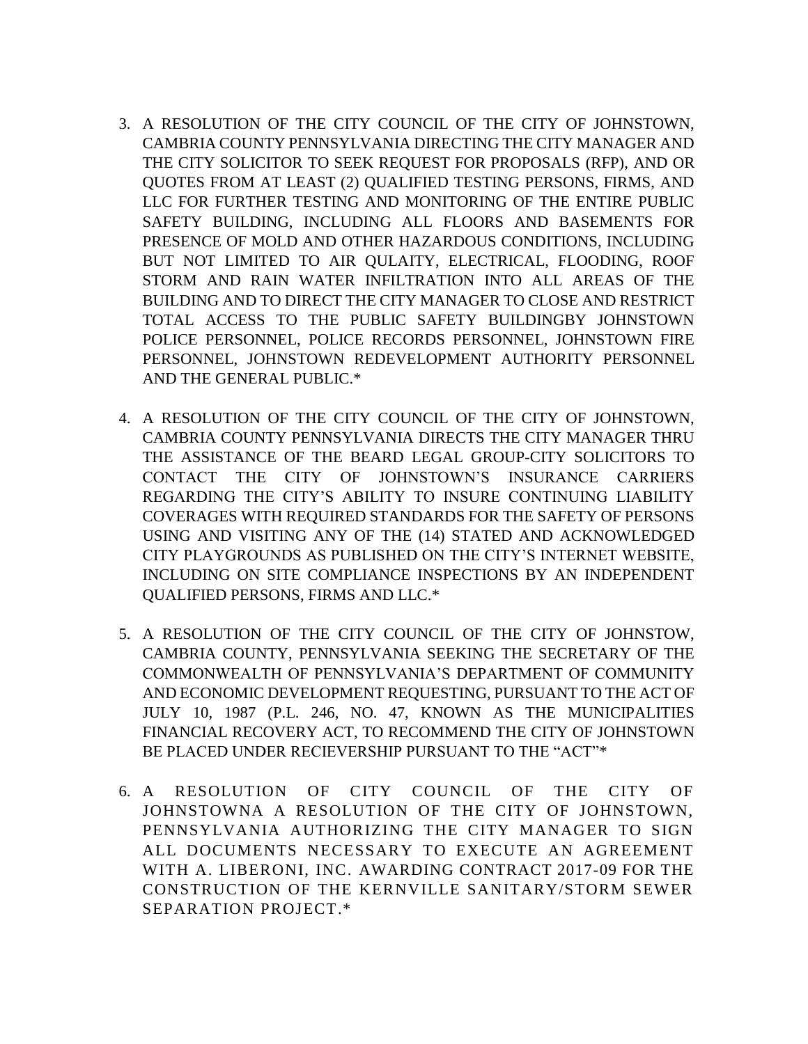3. A RESOLUTION OF THE CITY COUNCIL OF THE CITY OF JOHNSTOWN, CAMBRIA COUNTY PENNSYLVANIA DIRECTING THE CITY MANAGER AND THE CITY SOLICITOR TO SEEK REQUEST FOR PROPOSALS (RFP), AND OR QUOTES FROM AT LEAST (2) QUALIFIED TESTING PERSONS, FIRMS, AND LLC FOR FURTHER TESTING AND MONITORING OF THE ENTIRE PUBLIC SAFETY BUILDING, INCLUDING ALL FLOORS AND BASEMENTS FOR PRESENCE OF MOLD AND OTHER HAZARDOUS CONDITIONS, INCLUDING BUT NOT LIMITED TO AIR QULAITY, ELECTRICAL, FLOODING, ROOF STORM AND RAIN WATER INFILTRATION INTO ALL AREAS OF THE BUILDING AND TO DIRECT THE CITY MANAGER TO CLOSE AND RESTRICT TOTAL ACCESS TO THE PUBLIC SAFETY BUILDINGBY JOHNSTOWN POLICE PERSONNEL, POLICE RECORDS PERSONNEL, JOHNSTOWN FIRE PERSONNEL, JOHNSTOWN REDEVELOPMENT AUTHORITY PERSONNEL AND THE GENERAL PUBLIC.*

4. A RESOLUTION OF THE CITY COUNCIL OF THE CITY OF JOHNSTOWN, CAMBRIA COUNTY PENNSYLVANIA DIRECTS THE CITY MANAGER THRU THE ASSISTANCE OF THE BEARD LEGAL GROUP-CITY SOLICITORS TO CONTACT THE CITY OF JOHNSTOWN'S INSURANCE CARRIERS REGARDING THE CITY'S ABILITY TO INSURE CONTINUING LIABILITY COVERAGES WITH REQUIRED STANDARDS FOR THE SAFETY OF PERSONS USING AND VISITING ANY OF THE (14) STATED AND ACKNOWLEDGED CITY PLAYGROUNDS AS PUBLISHED ON THE CITY'S INTERNET WEBSITE, INCLUDING ON SITE COMPLIANCE INSPECTIONS BY AN INDEPENDENT QUALIFIED PERSONS, FIRMS AND LLC.*

5. A RESOLUTION OF THE CITY COUNCIL OF THE CITY OF JOHNSTOW, CAMBRIA COUNTY, PENNSYLVANIA SEEKING THE SECRETARY OF THE COMMONWEALTH OF PENNSYLVANIA'S DEPARTMENT OF COMMUNITY AND ECONOMIC DEVELOPMENT REQUESTING, PURSUANT TO THE ACT OF JULY 10, 1987 (P.L. 246, NO. 47, KNOWN AS THE MUNICIPALITIES FINANCIAL RECOVERY ACT, TO RECOMMEND THE CITY OF JOHNSTOWN BE PLACED UNDER RECIEVERSHIP PURSUANT TO THE "ACT"*

6. A RESOLUTION OF CITY COUNCIL OF THE CITY OF JOHNSTOWNA A RESOLUTION OF THE CITY OF JOHNSTOWN, PENNSYLVANIA AUTHORIZING THE CITY MANAGER TO SIGN ALL DOCUMENTS NECESSARY TO EXECUTE AN AGREEMENT WITH A. LIBERONI, INC. AWARDING CONTRACT 2017-09 FOR THE CONSTRUCTION OF THE KERNVILLE SANITARY/STORM SEWER SEPARATION PROJECT.*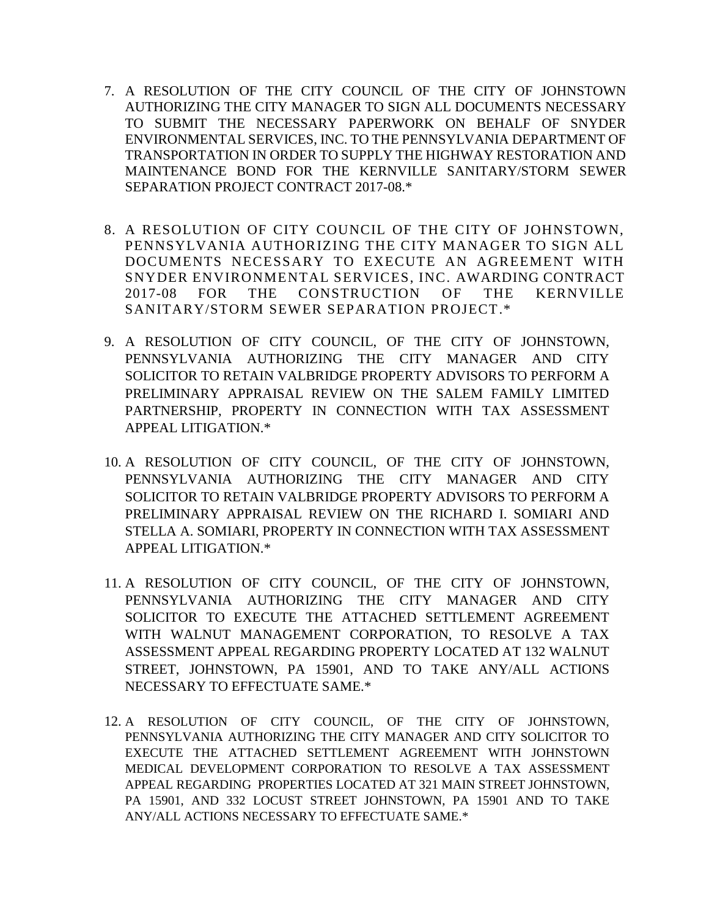7. A RESOLUTION OF THE CITY COUNCIL OF THE CITY OF JOHNSTOWN AUTHORIZING THE CITY MANAGER TO SIGN ALL DOCUMENTS NECESSARY TO SUBMIT THE NECESSARY PAPERWORK ON BEHALF OF SNYDER ENVIRONMENTAL SERVICES, INC. TO THE PENNSYLVANIA DEPARTMENT OF TRANSPORTATION IN ORDER TO SUPPLY THE HIGHWAY RESTORATION AND MAINTENANCE BOND FOR THE KERNVILLE SANITARY/STORM SEWER SEPARATION PROJECT CONTRACT 2017-08.*

8. A RESOLUTION OF CITY COUNCIL OF THE CITY OF JOHNSTOWN, PENNSYLVANIA AUTHORIZING THE CITY MANAGER TO SIGN ALL DOCUMENTS NECESSARY TO EXECUTE AN AGREEMENT WITH SNYDER ENVIRONMENTAL SERVICES, INC. AWARDING CONTRACT 2017-08 FOR THE CONSTRUCTION OF THE KERNVILLE SANITARY/STORM SEWER SEPARATION PROJECT.*

9. A RESOLUTION OF CITY COUNCIL, OF THE CITY OF JOHNSTOWN, PENNSYLVANIA AUTHORIZING THE CITY MANAGER AND CITY SOLICITOR TO RETAIN VALBRIDGE PROPERTY ADVISORS TO PERFORM A PRELIMINARY APPRAISAL REVIEW ON THE SALEM FAMILY LIMITED PARTNERSHIP, PROPERTY IN CONNECTION WITH TAX ASSESSMENT APPEAL LITIGATION.*

10. A RESOLUTION OF CITY COUNCIL, OF THE CITY OF JOHNSTOWN, PENNSYLVANIA AUTHORIZING THE CITY MANAGER AND CITY SOLICITOR TO RETAIN VALBRIDGE PROPERTY ADVISORS TO PERFORM A PRELIMINARY APPRAISAL REVIEW ON THE RICHARD I. SOMIARI AND STELLA A. SOMIARI, PROPERTY IN CONNECTION WITH TAX ASSESSMENT APPEAL LITIGATION.*

11. A RESOLUTION OF CITY COUNCIL, OF THE CITY OF JOHNSTOWN, PENNSYLVANIA AUTHORIZING THE CITY MANAGER AND CITY SOLICITOR TO EXECUTE THE ATTACHED SETTLEMENT AGREEMENT WITH WALNUT MANAGEMENT CORPORATION, TO RESOLVE A TAX ASSESSMENT APPEAL REGARDING PROPERTY LOCATED AT 132 WALNUT STREET, JOHNSTOWN, PA 15901, AND TO TAKE ANY/ALL ACTIONS NECESSARY TO EFFECTUATE SAME.*

12. A RESOLUTION OF CITY COUNCIL, OF THE CITY OF JOHNSTOWN, PENNSYLVANIA AUTHORIZING THE CITY MANAGER AND CITY SOLICITOR TO EXECUTE THE ATTACHED SETTLEMENT AGREEMENT WITH JOHNSTOWN MEDICAL DEVELOPMENT CORPORATION TO RESOLVE A TAX ASSESSMENT APPEAL REGARDING PROPERTIES LOCATED AT 321 MAIN STREET JOHNSTOWN, PA 15901, AND 332 LOCUST STREET JOHNSTOWN, PA 15901 AND TO TAKE ANY/ALL ACTIONS NECESSARY TO EFFECTUATE SAME.*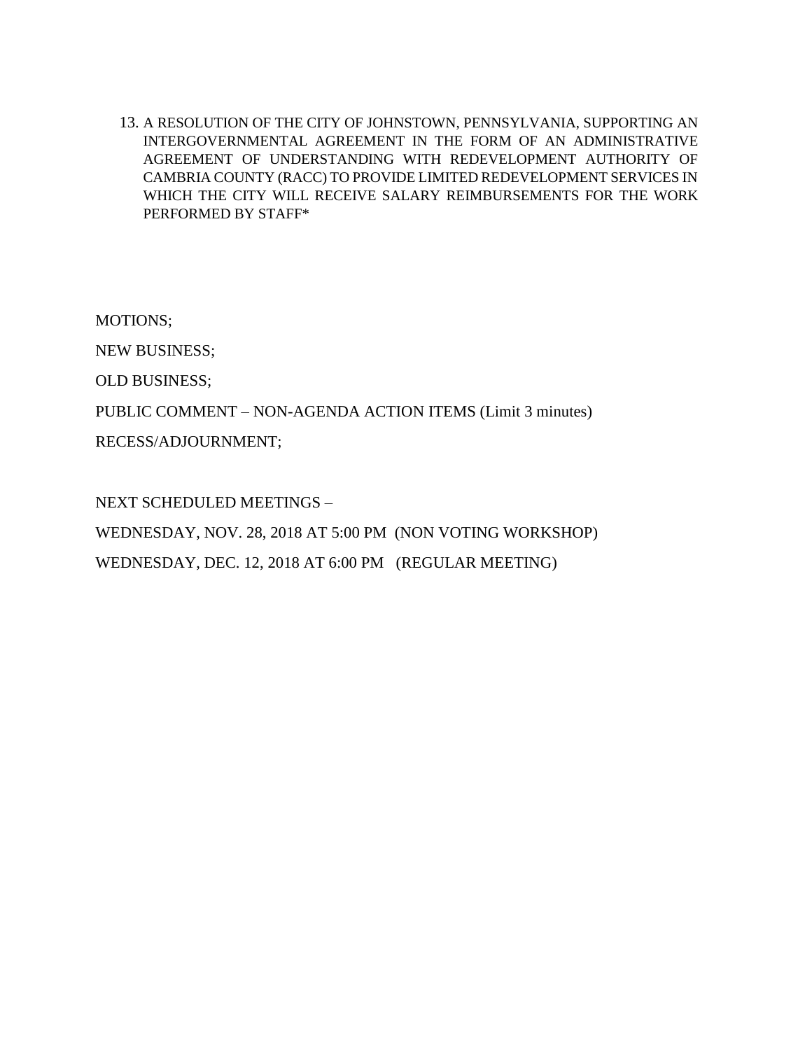13. A RESOLUTION OF THE CITY OF JOHNSTOWN, PENNSYLVANIA, SUPPORTING AN INTERGOVERNMENTAL AGREEMENT IN THE FORM OF AN ADMINISTRATIVE AGREEMENT OF UNDERSTANDING WITH REDEVELOPMENT AUTHORITY OF CAMBRIA COUNTY (RACC) TO PROVIDE LIMITED REDEVELOPMENT SERVICES IN WHICH THE CITY WILL RECEIVE SALARY REIMBURSEMENTS FOR THE WORK PERFORMED BY STAFF*

MOTIONS;

NEW BUSINESS;

OLD BUSINESS;

PUBLIC COMMENT – NON-AGENDA ACTION ITEMS (Limit 3 minutes)

RECESS/ADJOURNMENT;

NEXT SCHEDULED MEETINGS –

WEDNESDAY, NOV. 28, 2018 AT 5:00 PM (NON VOTING WORKSHOP)

WEDNESDAY, DEC. 12, 2018 AT 6:00 PM (REGULAR MEETING)